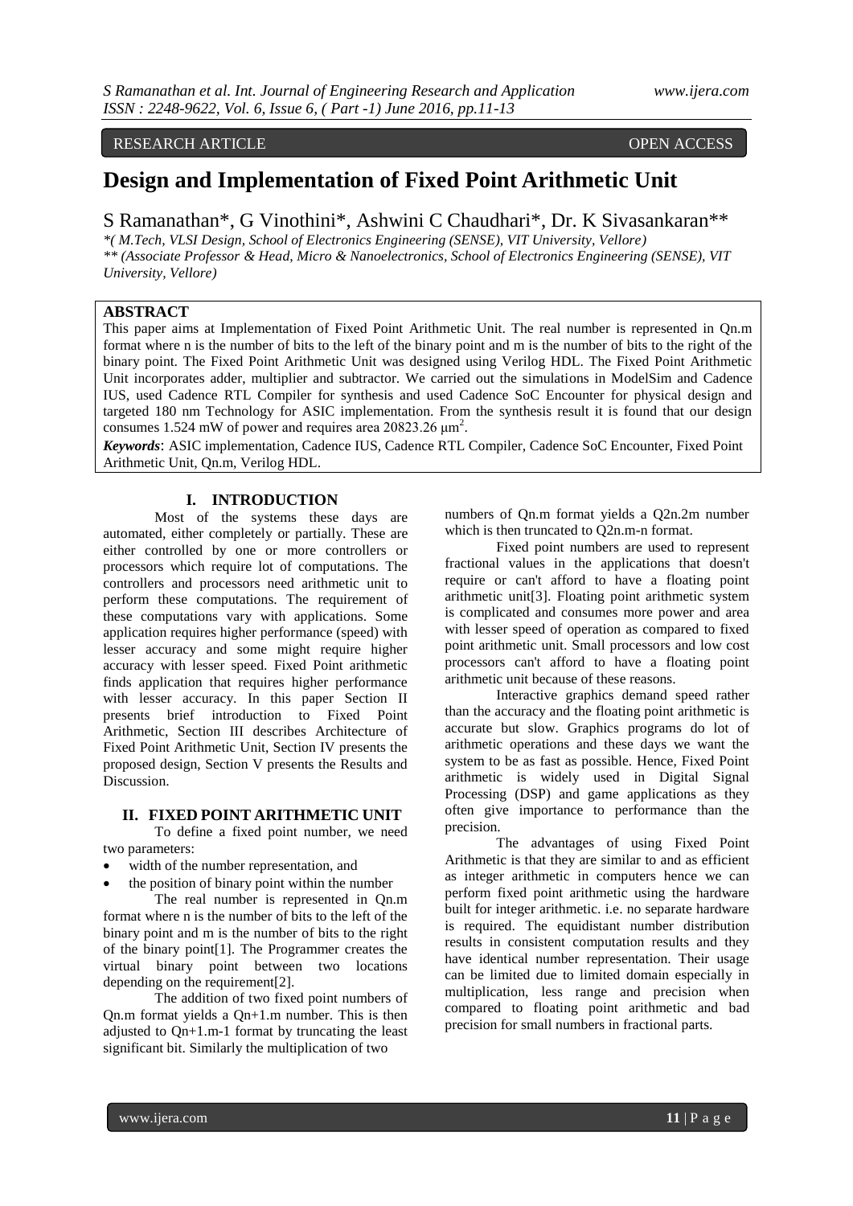RESEARCH ARTICLE OPEN ACCESS

# Design and Implementation of Fixed Point Arithmetic Unit

S Ramanathan*, G Vinothini*, Ashwini C Chaudhari*, Dr. K Sivasankaran**

*\*( M.Tech, VLSI Design, School of Electronics Engineering (SENSE), VIT University, Vellore)*
*\*\* (Associate Professor & Head, Micro & Nanoelectronics, School of Electronics Engineering (SENSE), VIT University, Vellore)*

## ABSTRACT

This paper aims at Implementation of Fixed Point Arithmetic Unit. The real number is represented in Qn.m format where n is the number of bits to the left of the binary point and m is the number of bits to the right of the binary point. The Fixed Point Arithmetic Unit was designed using Verilog HDL. The Fixed Point Arithmetic Unit incorporates adder, multiplier and subtractor. We carried out the simulations in ModelSim and Cadence IUS, used Cadence RTL Compiler for synthesis and used Cadence SoC Encounter for physical design and targeted 180 nm Technology for ASIC implementation. From the synthesis result it is found that our design consumes 1.524 mW of power and requires area 20823.26 $\mu m^2$.

***Keywords***: ASIC implementation, Cadence IUS, Cadence RTL Compiler, Cadence SoC Encounter, Fixed Point Arithmetic Unit, Qn.m, Verilog HDL.

## I. INTRODUCTION

Most of the systems these days are automated, either completely or partially. These are either controlled by one or more controllers or processors which require lot of computations. The controllers and processors need arithmetic unit to perform these computations. The requirement of these computations vary with applications. Some application requires higher performance (speed) with lesser accuracy and some might require higher accuracy with lesser speed. Fixed Point arithmetic finds application that requires higher performance with lesser accuracy. In this paper Section II presents brief introduction to Fixed Point Arithmetic, Section III describes Architecture of Fixed Point Arithmetic Unit, Section IV presents the proposed design, Section V presents the Results and Discussion.

## II. FIXED POINT ARITHMETIC UNIT

To define a fixed point number, we need two parameters:

- width of the number representation, and
- the position of binary point within the number

The real number is represented in Qn.m format where n is the number of bits to the left of the binary point and m is the number of bits to the right of the binary point[1]. The Programmer creates the virtual binary point between two locations depending on the requirement[2].

The addition of two fixed point numbers of Qn.m format yields a Qn+1.m number. This is then adjusted to Qn+1.m-1 format by truncating the least significant bit. Similarly the multiplication of two numbers of Qn.m format yields a Q2n.2m number which is then truncated to Q2n.m-n format.

Fixed point numbers are used to represent fractional values in the applications that doesn't require or can't afford to have a floating point arithmetic unit[3]. Floating point arithmetic system is complicated and consumes more power and area with lesser speed of operation as compared to fixed point arithmetic unit. Small processors and low cost processors can't afford to have a floating point arithmetic unit because of these reasons.

Interactive graphics demand speed rather than the accuracy and the floating point arithmetic is accurate but slow. Graphics programs do lot of arithmetic operations and these days we want the system to be as fast as possible. Hence, Fixed Point arithmetic is widely used in Digital Signal Processing (DSP) and game applications as they often give importance to performance than the precision.

The advantages of using Fixed Point Arithmetic is that they are similar to and as efficient as integer arithmetic in computers hence we can perform fixed point arithmetic using the hardware built for integer arithmetic. i.e. no separate hardware is required. The equidistant number distribution results in consistent computation results and they have identical number representation. Their usage can be limited due to limited domain especially in multiplication, less range and precision when compared to floating point arithmetic and bad precision for small numbers in fractional parts.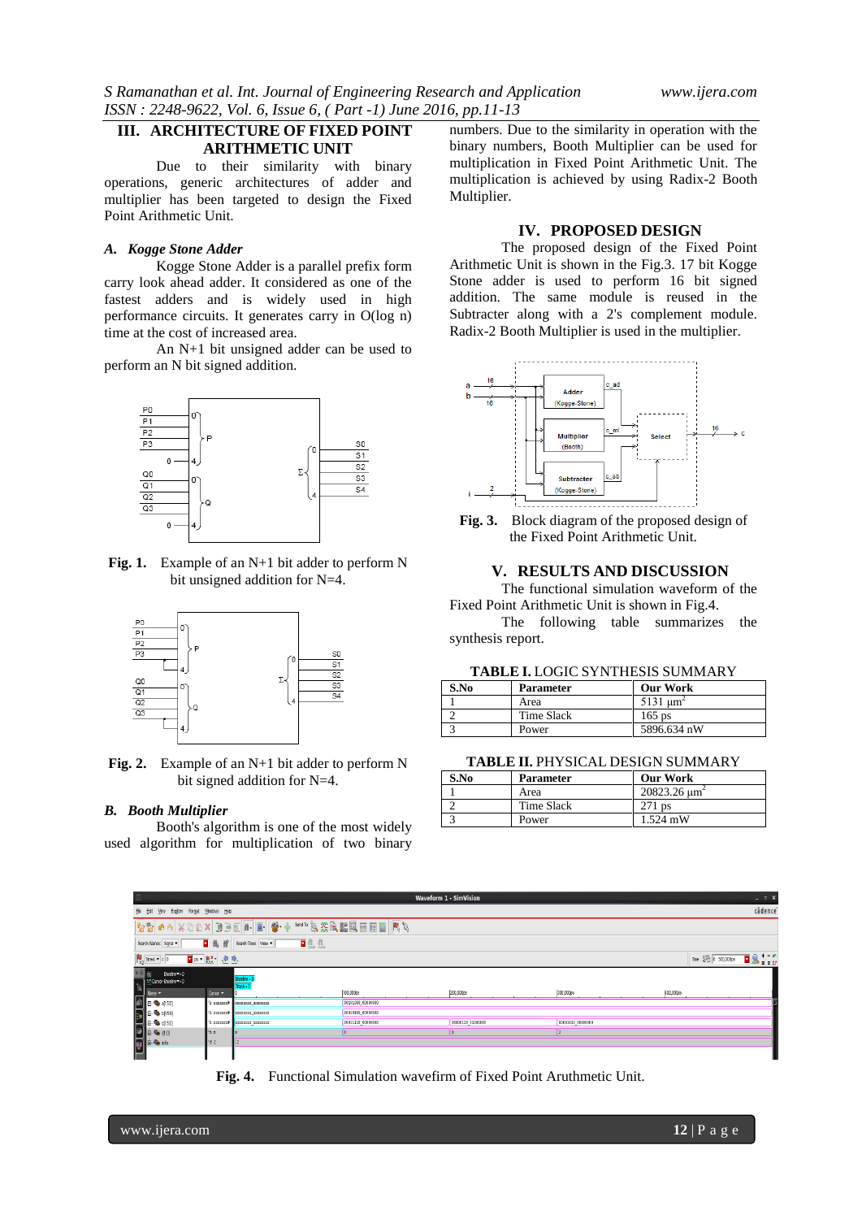## III. ARCHITECTURE OF FIXED POINT ARITHMETIC UNIT

Due to their similarity with binary operations, generic architectures of adder and multiplier has been targeted to design the Fixed Point Arithmetic Unit.

### *A. Kogge Stone Adder*

Kogge Stone Adder is a parallel prefix form carry look ahead adder. It considered as one of the fastest adders and is widely used in high performance circuits. It generates carry in O(log n) time at the cost of increased area.

An N+1 bit unsigned adder can be used to perform an N bit signed addition.

**Fig. 1.** Example of an N+1 bit adder to perform N bit unsigned addition for N=4.

**Fig. 2.** Example of an N+1 bit adder to perform N bit signed addition for N=4.

### *B. Booth Multiplier*

Booth's algorithm is one of the most widely used algorithm for multiplication of two binary numbers. Due to the similarity in operation with the binary numbers, Booth Multiplier can be used for multiplication in Fixed Point Arithmetic Unit. The multiplication is achieved by using Radix-2 Booth Multiplier.

## IV. PROPOSED DESIGN

The proposed design of the Fixed Point Arithmetic Unit is shown in the Fig.3. 17 bit Kogge Stone adder is used to perform 16 bit signed addition. The same module is reused in the Subtracter along with a 2's complement module. Radix-2 Booth Multiplier is used in the multiplier.

**Fig. 3.** Block diagram of the proposed design of the Fixed Point Arithmetic Unit.

## V. RESULTS AND DISCUSSION

The functional simulation waveform of the Fixed Point Arithmetic Unit is shown in Fig.4.

The following table summarizes the synthesis report.

**TABLE I.** LOGIC SYNTHESIS SUMMARY

| S.No | Parameter | Our Work |
|---|---|---|
| 1 | Area | 5131 $\mu m^2$ |
| 2 | Time Slack | 165 ps |
| 3 | Power | 5896.634 nW |

**TABLE II.** PHYSICAL DESIGN SUMMARY

| S.No | Parameter | Our Work |
|---|---|---|
| 1 | Area | 20823.26 $\mu m^2$ |
| 2 | Time Slack | 271 ps |
| 3 | Power | 1.524 mW |

**Fig. 4.** Functional Simulation wavefirm of Fixed Point Aruthmetic Unit.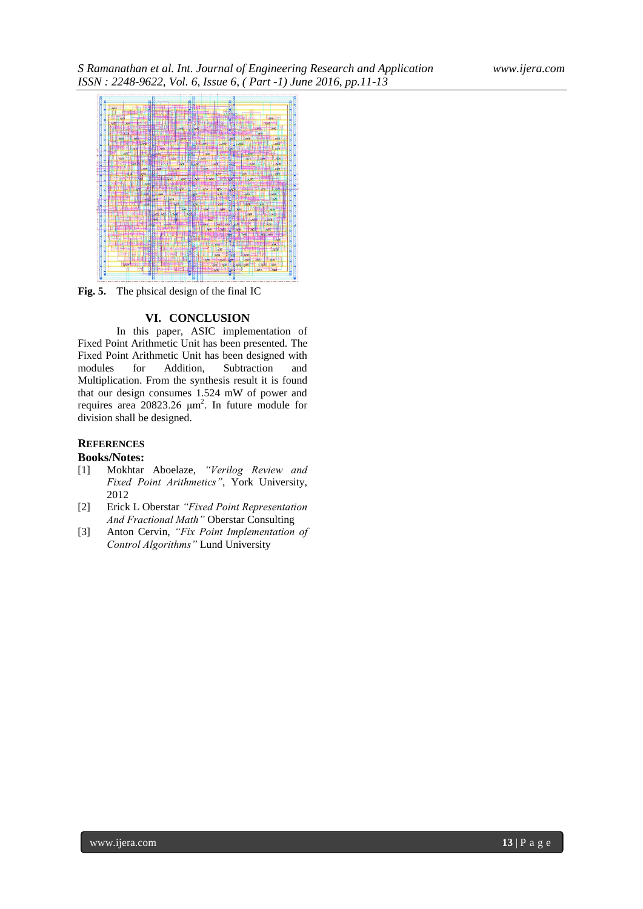Fig. 5. The phsical design of the final IC

## VI. CONCLUSION

In this paper, ASIC implementation of Fixed Point Arithmetic Unit has been presented. The Fixed Point Arithmetic Unit has been designed with modules for Addition, Subtraction and Multiplication. From the synthesis result it is found that our design consumes 1.524 mW of power and requires area 20823.26 $\mu m^2$. In future module for division shall be designed.

## REFERENCES

**Books/Notes:**

[1] Mokhtar Aboelaze, *"Verilog Review and Fixed Point Arithmetics"*, York University, 2012

[2] Erick L Oberstar *"Fixed Point Representation And Fractional Math"* Oberstar Consulting

[3] Anton Cervin, *"Fix Point Implementation of Control Algorithms"* Lund University